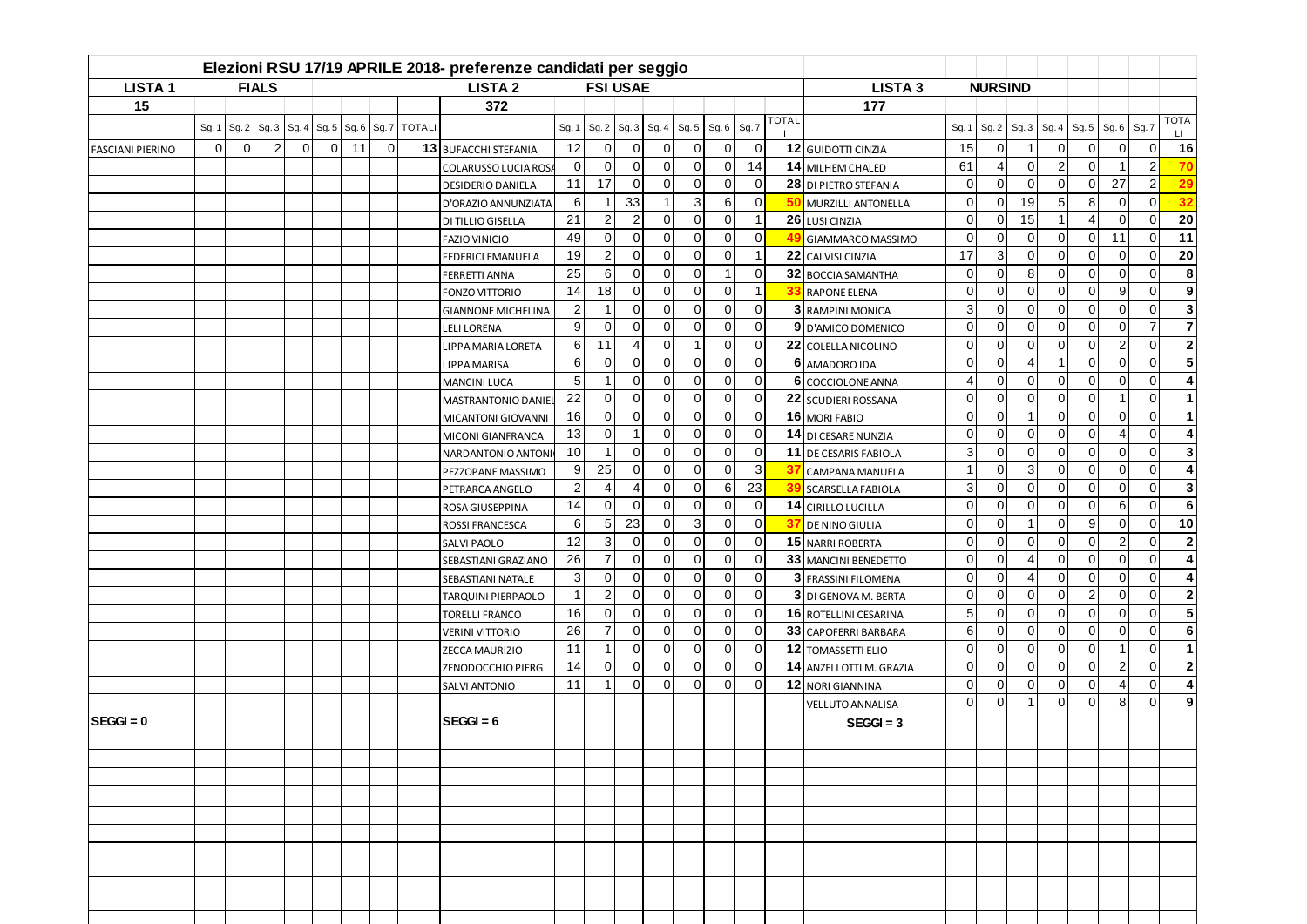# Elezioni RSU 17/19 APRILE 2018- preferenze candidati per seggio

| LISTA 1 | FIALS | | | | | | | | LISTA 2 | FSI USAE | | | | | | | | LISTA 3 | NURSIND | | | | | | | |
|---|---|---|---|---|---|---|---|---|---|---|---|---|---|---|---|---|---|---|---|---|---|---|---|---|---|---|
| 15 | | | | | | | | | 372 | | | | | | | | | 177 | | | | | | | | |
| | Sg. 1 | Sg. 2 | Sg. 3 | Sg. 4 | Sg. 5 | Sg. 6 | Sg. 7 | TOTALI | | Sg. 1 | Sg. 2 | Sg. 3 | Sg. 4 | Sg. 5 | Sg. 6 | Sg. 7 | TOTALI | | Sg. 1 | Sg. 2 | Sg. 3 | Sg. 4 | Sg. 5 | Sg. 6 | Sg. 7 | TOTALI |
| FASCIANI PIERINO | 0 | 0 | 2 | 0 | 0 | 11 | 0 | 13 | BUFACCHI STEFANIA | 12 | 0 | 0 | 0 | 0 | 0 | 0 | 12 | GUIDOTTI CINZIA | 15 | 0 | 1 | 0 | 0 | 0 | 0 | 16 |
| | | | | | | | | | COLARUSSO LUCIA ROSA | 0 | 0 | 0 | 0 | 0 | 0 | 14 | 14 | MILHEM CHALED | 61 | 4 | 0 | 2 | 0 | 1 | 2 | 70 |
| | | | | | | | | | DESIDERIO DANIELA | 11 | 17 | 0 | 0 | 0 | 0 | 0 | 28 | DI PIETRO STEFANIA | 0 | 0 | 0 | 0 | 0 | 27 | 2 | 29 |
| | | | | | | | | | D'ORAZIO ANNUNZIATA | 6 | 1 | 33 | 1 | 3 | 6 | 0 | 50 | MURZILLI ANTONELLA | 0 | 0 | 19 | 5 | 8 | 0 | 0 | 32 |
| | | | | | | | | | DI TILLIO GISELLA | 21 | 2 | 2 | 0 | 0 | 0 | 1 | 26 | LUSI CINZIA | 0 | 0 | 15 | 1 | 4 | 0 | 0 | 20 |
| | | | | | | | | | FAZIO VINICIO | 49 | 0 | 0 | 0 | 0 | 0 | 0 | 49 | GIAMMARCO MASSIMO | 0 | 0 | 0 | 0 | 0 | 11 | 0 | 11 |
| | | | | | | | | | FEDERICI EMANUELA | 19 | 2 | 0 | 0 | 0 | 0 | 1 | 22 | CALVISI CINZIA | 17 | 3 | 0 | 0 | 0 | 0 | 0 | 20 |
| | | | | | | | | | FERRETTI ANNA | 25 | 6 | 0 | 0 | 0 | 1 | 0 | 32 | BOCCIA SAMANTHA | 0 | 0 | 8 | 0 | 0 | 0 | 0 | 8 |
| | | | | | | | | | FONZO VITTORIO | 14 | 18 | 0 | 0 | 0 | 0 | 1 | 33 | RAPONE ELENA | 0 | 0 | 0 | 0 | 0 | 9 | 0 | 9 |
| | | | | | | | | | GIANNONE MICHELINA | 2 | 1 | 0 | 0 | 0 | 0 | 0 | 3 | RAMPINI MONICA | 3 | 0 | 0 | 0 | 0 | 0 | 0 | 3 |
| | | | | | | | | | LELI LORENA | 9 | 0 | 0 | 0 | 0 | 0 | 0 | 9 | D'AMICO DOMENICO | 0 | 0 | 0 | 0 | 0 | 0 | 7 | 7 |
| | | | | | | | | | LIPPA MARIA LORETA | 6 | 11 | 4 | 0 | 1 | 0 | 0 | 22 | COLELLA NICOLINO | 0 | 0 | 0 | 0 | 0 | 2 | 0 | 2 |
| | | | | | | | | | LIPPA MARISA | 6 | 0 | 0 | 0 | 0 | 0 | 0 | 6 | AMADORO IDA | 0 | 0 | 4 | 1 | 0 | 0 | 0 | 5 |
| | | | | | | | | | MANCINI LUCA | 5 | 1 | 0 | 0 | 0 | 0 | 0 | 6 | COCCIOLONE ANNA | 4 | 0 | 0 | 0 | 0 | 0 | 0 | 4 |
| | | | | | | | | | MASTRANTONIO DANIEL | 22 | 0 | 0 | 0 | 0 | 0 | 0 | 22 | SCUDIERI ROSSANA | 0 | 0 | 0 | 0 | 0 | 1 | 0 | 1 |
| | | | | | | | | | MICANTONI GIOVANNI | 16 | 0 | 0 | 0 | 0 | 0 | 0 | 16 | MORI FABIO | 0 | 0 | 1 | 0 | 0 | 0 | 0 | 1 |
| | | | | | | | | | MICONI GIANFRANCA | 13 | 0 | 1 | 0 | 0 | 0 | 0 | 14 | DI CESARE NUNZIA | 0 | 0 | 0 | 0 | 0 | 4 | 0 | 4 |
| | | | | | | | | | NARDANTONIO ANTONI | 10 | 1 | 0 | 0 | 0 | 0 | 0 | 11 | DE CESARIS FABIOLA | 3 | 0 | 0 | 0 | 0 | 0 | 0 | 3 |
| | | | | | | | | | PEZZOPANE MASSIMO | 9 | 25 | 0 | 0 | 0 | 0 | 3 | 37 | CAMPANA MANUELA | 1 | 0 | 3 | 0 | 0 | 0 | 0 | 4 |
| | | | | | | | | | PETRARCA ANGELO | 2 | 4 | 4 | 0 | 0 | 6 | 23 | 39 | SCARSELLA FABIOLA | 3 | 0 | 0 | 0 | 0 | 0 | 0 | 3 |
| | | | | | | | | | ROSA GIUSEPPINA | 14 | 0 | 0 | 0 | 0 | 0 | 0 | 14 | CIRILLO LUCILLA | 0 | 0 | 0 | 0 | 0 | 6 | 0 | 6 |
| | | | | | | | | | ROSSI FRANCESCA | 6 | 5 | 23 | 0 | 3 | 0 | 0 | 37 | DE NINO GIULIA | 0 | 0 | 1 | 0 | 9 | 0 | 0 | 10 |
| | | | | | | | | | SALVI PAOLO | 12 | 3 | 0 | 0 | 0 | 0 | 0 | 15 | NARRI ROBERTA | 0 | 0 | 0 | 0 | 0 | 2 | 0 | 2 |
| | | | | | | | | | SEBASTIANI GRAZIANO | 26 | 7 | 0 | 0 | 0 | 0 | 0 | 33 | MANCINI BENEDETTO | 0 | 0 | 4 | 0 | 0 | 0 | 0 | 4 |
| | | | | | | | | | SEBASTIANI NATALE | 3 | 0 | 0 | 0 | 0 | 0 | 0 | 3 | FRASSINI FILOMENA | 0 | 0 | 4 | 0 | 0 | 0 | 0 | 4 |
| | | | | | | | | | TARQUINI PIERPAOLO | 1 | 2 | 0 | 0 | 0 | 0 | 0 | 3 | DI GENOVA M. BERTA | 0 | 0 | 0 | 0 | 2 | 0 | 0 | 2 |
| | | | | | | | | | TORELLI FRANCO | 16 | 0 | 0 | 0 | 0 | 0 | 0 | 16 | ROTELLINI CESARINA | 5 | 0 | 0 | 0 | 0 | 0 | 0 | 5 |
| | | | | | | | | | VERINI VITTORIO | 26 | 7 | 0 | 0 | 0 | 0 | 0 | 33 | CAPOFERRI BARBARA | 6 | 0 | 0 | 0 | 0 | 0 | 0 | 6 |
| | | | | | | | | | ZECCA MAURIZIO | 11 | 1 | 0 | 0 | 0 | 0 | 0 | 12 | TOMASSETTI ELIO | 0 | 0 | 0 | 0 | 0 | 1 | 0 | 1 |
| | | | | | | | | | ZENODOCCHIO PIERG | 14 | 0 | 0 | 0 | 0 | 0 | 0 | 14 | ANZELLOTTI M. GRAZIA | 0 | 0 | 0 | 0 | 0 | 2 | 0 | 2 |
| | | | | | | | | | SALVI ANTONIO | 11 | 1 | 0 | 0 | 0 | 0 | 0 | 12 | NORI GIANNINA | 0 | 0 | 0 | 0 | 0 | 4 | 0 | 4 |
| | | | | | | | | | | | | | | | | | | VELLUTO ANNALISA | 0 | 0 | 1 | 0 | 0 | 8 | 0 | 9 |
| SEGGI = 0 | | | | | | | | | SEGGI = 6 | | | | | | | | | SEGGI = 3 | | | | | | | | |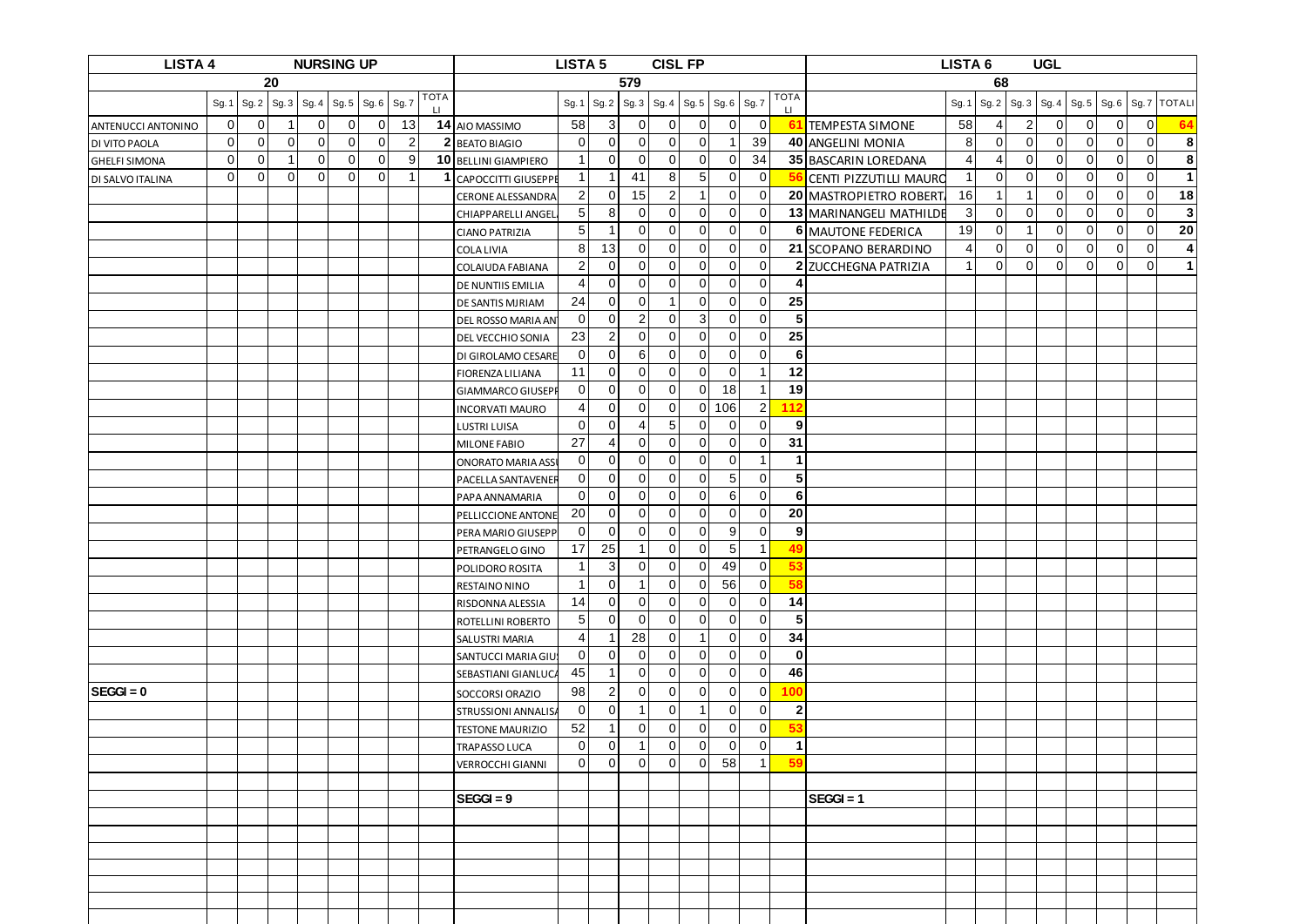## LISTA 4 — NURSING UP

**20**

| | Sg. 1 | Sg. 2 | Sg. 3 | Sg. 4 | Sg. 5 | Sg. 6 | Sg. 7 | TOTALI |
|---|---|---|---|---|---|---|---|---|
| ANTENUCCI ANTONINO | 0 | 0 | 1 | 0 | 0 | 0 | 13 | 14 |
| DI VITO PAOLA | 0 | 0 | 0 | 0 | 0 | 0 | 2 | 2 |
| GHELFI SIMONA | 0 | 0 | 1 | 0 | 0 | 0 | 9 | 10 |
| DI SALVO ITALINA | 0 | 0 | 0 | 0 | 0 | 0 | 1 | 1 |

**SEGGI = 0**

## LISTA 5 — CISL FP

**579**

| | Sg. 1 | Sg. 2 | Sg. 3 | Sg. 4 | Sg. 5 | Sg. 6 | Sg. 7 | TOTALI |
|---|---|---|---|---|---|---|---|---|
| AIO MASSIMO | 58 | 3 | 0 | 0 | 0 | 0 | 0 | 61 |
| BEATO BIAGIO | 0 | 0 | 0 | 0 | 0 | 1 | 39 | 40 |
| BELLINI GIAMPIERO | 1 | 0 | 0 | 0 | 0 | 0 | 34 | 35 |
| CAPOCCITTI GIUSEPPE | 1 | 1 | 41 | 8 | 5 | 0 | 0 | 56 |
| CERONE ALESSANDRA | 2 | 0 | 15 | 2 | 1 | 0 | 0 | 20 |
| CHIAPPARELLI ANGEL | 5 | 8 | 0 | 0 | 0 | 0 | 0 | 13 |
| CIANO PATRIZIA | 5 | 1 | 0 | 0 | 0 | 0 | 0 | 6 |
| COLA LIVIA | 8 | 13 | 0 | 0 | 0 | 0 | 0 | 21 |
| COLAIUDA FABIANA | 2 | 0 | 0 | 0 | 0 | 0 | 0 | 2 |
| DE NUNTIIS EMILIA | 4 | 0 | 0 | 0 | 0 | 0 | 0 | 4 |
| DE SANTIS MIRIAM | 24 | 0 | 0 | 1 | 0 | 0 | 0 | 25 |
| DEL ROSSO MARIA AN | 0 | 0 | 2 | 0 | 3 | 0 | 0 | 5 |
| DEL VECCHIO SONIA | 23 | 2 | 0 | 0 | 0 | 0 | 0 | 25 |
| DI GIROLAMO CESARE | 0 | 0 | 6 | 0 | 0 | 0 | 0 | 6 |
| FIORENZA LILIANA | 11 | 0 | 0 | 0 | 0 | 0 | 1 | 12 |
| GIAMMARCO GIUSEPP | 0 | 0 | 0 | 0 | 0 | 18 | 1 | 19 |
| INCORVATI MAURO | 4 | 0 | 0 | 0 | 0 | 106 | 2 | 112 |
| LUSTRI LUISA | 0 | 0 | 4 | 5 | 0 | 0 | 0 | 9 |
| MILONE FABIO | 27 | 4 | 0 | 0 | 0 | 0 | 0 | 31 |
| ONORATO MARIA ASS | 0 | 0 | 0 | 0 | 0 | 0 | 1 | 1 |
| PACELLA SANTAVENER | 0 | 0 | 0 | 0 | 0 | 5 | 0 | 5 |
| PAPA ANNAMARIA | 0 | 0 | 0 | 0 | 0 | 6 | 0 | 6 |
| PELLICCIONE ANTONE | 20 | 0 | 0 | 0 | 0 | 0 | 0 | 20 |
| PERA MARIO GIUSEPP | 0 | 0 | 0 | 0 | 0 | 9 | 0 | 9 |
| PETRANGELO GINO | 17 | 25 | 1 | 0 | 0 | 5 | 1 | 49 |
| POLIDORO ROSITA | 1 | 3 | 0 | 0 | 0 | 49 | 0 | 53 |
| RESTAINO NINO | 1 | 0 | 1 | 0 | 0 | 56 | 0 | 58 |
| RISDONNA ALESSIA | 14 | 0 | 0 | 0 | 0 | 0 | 0 | 14 |
| ROTELLINI ROBERTO | 5 | 0 | 0 | 0 | 0 | 0 | 0 | 5 |
| SALUSTRI MARIA | 4 | 1 | 28 | 0 | 1 | 0 | 0 | 34 |
| SANTUCCI MARIA GIU | 0 | 0 | 0 | 0 | 0 | 0 | 0 | 0 |
| SEBASTIANI GIANLUCA | 45 | 1 | 0 | 0 | 0 | 0 | 0 | 46 |
| SOCCORSI ORAZIO | 98 | 2 | 0 | 0 | 0 | 0 | 0 | 100 |
| STRUSSIONI ANNALISA | 0 | 0 | 1 | 0 | 1 | 0 | 0 | 2 |
| TESTONE MAURIZIO | 52 | 1 | 0 | 0 | 0 | 0 | 0 | 53 |
| TRAPASSO LUCA | 0 | 0 | 1 | 0 | 0 | 0 | 0 | 1 |
| VERROCCHI GIANNI | 0 | 0 | 0 | 0 | 0 | 58 | 1 | 59 |

**SEGGI = 9**

## LISTA 6 — UGL

**68**

| | Sg. 1 | Sg. 2 | Sg. 3 | Sg. 4 | Sg. 5 | Sg. 6 | Sg. 7 | TOTALI |
|---|---|---|---|---|---|---|---|---|
| TEMPESTA SIMONE | 58 | 4 | 2 | 0 | 0 | 0 | 0 | 64 |
| ANGELINI MONIA | 8 | 0 | 0 | 0 | 0 | 0 | 0 | 8 |
| BASCARIN LOREDANA | 4 | 4 | 0 | 0 | 0 | 0 | 0 | 8 |
| CENTI PIZZUTILLI MAURO | 1 | 0 | 0 | 0 | 0 | 0 | 0 | 1 |
| MASTROPIETRO ROBERT | 16 | 1 | 1 | 0 | 0 | 0 | 0 | 18 |
| MARINANGELI MATHILDE | 3 | 0 | 0 | 0 | 0 | 0 | 0 | 3 |
| MAUTONE FEDERICA | 19 | 0 | 1 | 0 | 0 | 0 | 0 | 20 |
| SCOPANO BERARDINO | 4 | 0 | 0 | 0 | 0 | 0 | 0 | 4 |
| ZUCCHEGNA PATRIZIA | 1 | 0 | 0 | 0 | 0 | 0 | 0 | 1 |

**SEGGI = 1**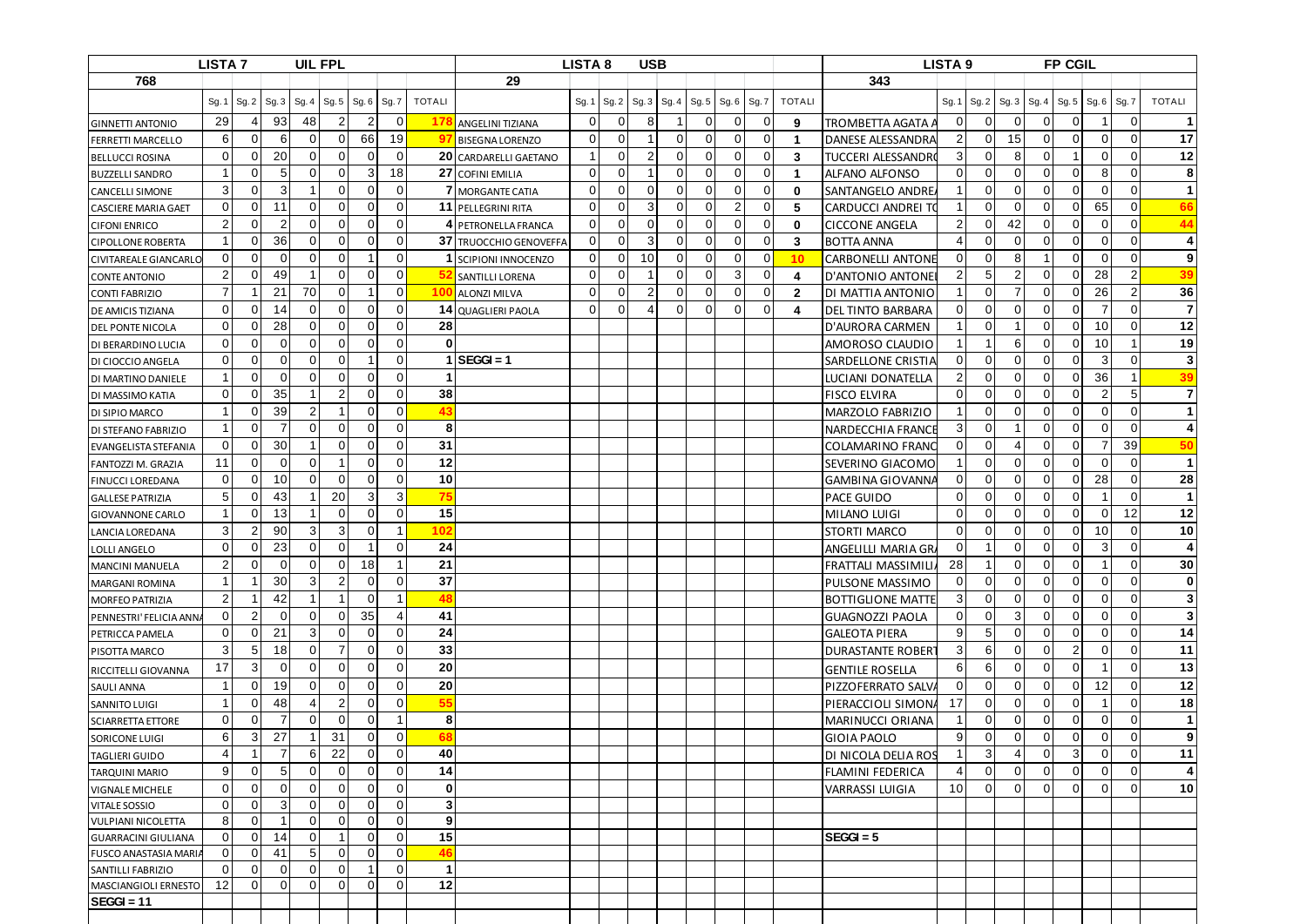| LISTA 7 | | | UIL FPL | | | | | | LISTA 8 | | | USB | | | | | | | LISTA 9 | | | | FP CGIL | | | | |
|---|---|---|---|---|---|---|---|---|---|---|---|---|---|---|---|---|---|---|---|---|---|---|---|---|---|---|---|
| 768 | | | | | | | | | 29 | | | | | | | | | | 343 | | | | | | | | |
| | Sg. 1 | Sg. 2 | Sg. 3 | Sg. 4 | Sg. 5 | Sg. 6 | Sg. 7 | TOTALI | | Sg. 1 | Sg. 2 | Sg. 3 | Sg. 4 | Sg. 5 | Sg. 6 | Sg. 7 | TOTALI | | Sg. 1 | Sg. 2 | Sg. 3 | Sg. 4 | Sg. 5 | Sg. 6 | Sg. 7 | TOTALI |
| GINNETTI ANTONIO | 29 | 4 | 93 | 48 | 2 | 2 | 0 | **178** | ANGELINI TIZIANA | 0 | 0 | 8 | 1 | 0 | 0 | 0 | 9 | TROMBETTA AGATA A | 0 | 0 | 0 | 0 | 0 | 1 | 0 | 1 |
| FERRETTI MARCELLO | 6 | 0 | 6 | 0 | 0 | 66 | 19 | **97** | BISEGNA LORENZO | 0 | 0 | 1 | 0 | 0 | 0 | 0 | 1 | DANESE ALESSANDRA | 2 | 0 | 15 | 0 | 0 | 0 | 0 | 17 |
| BELLUCCI ROSINA | 0 | 0 | 20 | 0 | 0 | 0 | 0 | 20 | CARDARELLI GAETANO | 1 | 0 | 2 | 0 | 0 | 0 | 0 | 3 | TUCCERI ALESSANDRO | 3 | 0 | 8 | 0 | 1 | 0 | 0 | 12 |
| BUZZELLI SANDRO | 1 | 0 | 5 | 0 | 0 | 3 | 18 | 27 | COFINI EMILIA | 0 | 0 | 1 | 0 | 0 | 0 | 0 | 1 | ALFANO ALFONSO | 0 | 0 | 0 | 0 | 0 | 8 | 0 | 8 |
| CANCELLI SIMONE | 3 | 0 | 3 | 1 | 0 | 0 | 0 | 7 | MORGANTE CATIA | 0 | 0 | 0 | 0 | 0 | 0 | 0 | 0 | SANTANGELO ANDREA | 1 | 0 | 0 | 0 | 0 | 0 | 0 | 1 |
| CASCIERE MARIA GAET | 0 | 0 | 11 | 0 | 0 | 0 | 0 | 11 | PELLEGRINI RITA | 0 | 0 | 3 | 0 | 0 | 2 | 0 | 5 | CARDUCCI ANDREI TO | 1 | 0 | 0 | 0 | 0 | 65 | 0 | **66** |
| CIFONI ENRICO | 2 | 0 | 2 | 0 | 0 | 0 | 0 | 4 | PETRONELLA FRANCA | 0 | 0 | 0 | 0 | 0 | 0 | 0 | 0 | CICCONE ANGELA | 2 | 0 | 42 | 0 | 0 | 0 | 0 | **44** |
| CIPOLLONE ROBERTA | 1 | 0 | 36 | 0 | 0 | 0 | 0 | 37 | TRUOCCHIO GENOVEFFA | 0 | 0 | 3 | 0 | 0 | 0 | 0 | 3 | BOTTA ANNA | 4 | 0 | 0 | 0 | 0 | 0 | 0 | 4 |
| CIVITAREALE GIANCARLO | 0 | 0 | 0 | 0 | 0 | 1 | 0 | 1 | SCIPIONI INNOCENZO | 0 | 0 | 10 | 0 | 0 | 0 | 0 | **10** | CARBONELLI ANTONE | 0 | 0 | 8 | 1 | 0 | 0 | 0 | 9 |
| CONTE ANTONIO | 2 | 0 | 49 | 1 | 0 | 0 | 0 | **52** | SANTILLI LORENA | 0 | 0 | 1 | 0 | 0 | 3 | 0 | 4 | D'ANTONIO ANTONEI | 2 | 5 | 2 | 0 | 0 | 28 | 2 | **39** |
| CONTI FABRIZIO | 7 | 1 | 21 | 70 | 0 | 1 | 0 | **100** | ALONZI MILVA | 0 | 0 | 2 | 0 | 0 | 0 | 0 | 2 | DI MATTIA ANTONIO | 1 | 0 | 7 | 0 | 0 | 26 | 2 | 36 |
| DE AMICIS TIZIANA | 0 | 0 | 14 | 0 | 0 | 0 | 0 | 14 | QUAGLIERI PAOLA | 0 | 0 | 4 | 0 | 0 | 0 | 0 | 4 | DEL TINTO BARBARA | 0 | 0 | 0 | 0 | 0 | 7 | 0 | 7 |
| DEL PONTE NICOLA | 0 | 0 | 28 | 0 | 0 | 0 | 0 | 28 | | | | | | | | | | D'AURORA CARMEN | 1 | 0 | 1 | 0 | 0 | 10 | 0 | 12 |
| DI BERARDINO LUCIA | 0 | 0 | 0 | 0 | 0 | 0 | 0 | 0 | | | | | | | | | | AMOROSO CLAUDIO | 1 | 1 | 6 | 0 | 0 | 10 | 1 | 19 |
| DI CIOCCIO ANGELA | 0 | 0 | 0 | 0 | 0 | 1 | 0 | 1 | SEGGI = 1 | | | | | | | | | SARDELLONE CRISTIA | 0 | 0 | 0 | 0 | 0 | 3 | 0 | 3 |
| DI MARTINO DANIELE | 1 | 0 | 0 | 0 | 0 | 0 | 0 | 1 | | | | | | | | | | LUCIANI DONATELLA | 2 | 0 | 0 | 0 | 0 | 36 | 1 | **39** |
| DI MASSIMO KATIA | 0 | 0 | 35 | 1 | 2 | 0 | 0 | 38 | | | | | | | | | | FISCO ELVIRA | 0 | 0 | 0 | 0 | 0 | 2 | 5 | 7 |
| DI SIPIO MARCO | 1 | 0 | 39 | 2 | 1 | 0 | 0 | **43** | | | | | | | | | | MARZOLO FABRIZIO | 1 | 0 | 0 | 0 | 0 | 0 | 0 | 1 |
| DI STEFANO FABRIZIO | 1 | 0 | 7 | 0 | 0 | 0 | 0 | 8 | | | | | | | | | | NARDECCHIA FRANCE | 3 | 0 | 1 | 0 | 0 | 0 | 0 | 4 |
| EVANGELISTA STEFANIA | 0 | 0 | 30 | 1 | 0 | 0 | 0 | 31 | | | | | | | | | | COLAMARINO FRANC | 0 | 0 | 4 | 0 | 0 | 7 | 39 | **50** |
| FANTOZZI M. GRAZIA | 11 | 0 | 0 | 0 | 1 | 0 | 0 | 12 | | | | | | | | | | SEVERINO GIACOMO | 1 | 0 | 0 | 0 | 0 | 0 | 0 | 1 |
| FINUCCI LOREDANA | 0 | 0 | 10 | 0 | 0 | 0 | 0 | 10 | | | | | | | | | | GAMBINA GIOVANNA | 0 | 0 | 0 | 0 | 0 | 28 | 0 | 28 |
| GALLESE PATRIZIA | 5 | 0 | 43 | 1 | 20 | 3 | 3 | **75** | | | | | | | | | | PACE GUIDO | 0 | 0 | 0 | 0 | 0 | 1 | 0 | 1 |
| GIOVANNONE CARLO | 1 | 0 | 13 | 1 | 0 | 0 | 0 | 15 | | | | | | | | | | MILANO LUIGI | 0 | 0 | 0 | 0 | 0 | 0 | 12 | 12 |
| LANCIA LOREDANA | 3 | 2 | 90 | 3 | 3 | 0 | 1 | **102** | | | | | | | | | | STORTI MARCO | 0 | 0 | 0 | 0 | 0 | 10 | 0 | 10 |
| LOLLI ANGELO | 0 | 0 | 23 | 0 | 0 | 1 | 0 | 24 | | | | | | | | | | ANGELILLI MARIA GR | 0 | 1 | 0 | 0 | 0 | 3 | 0 | 4 |
| MANCINI MANUELA | 2 | 0 | 0 | 0 | 0 | 18 | 1 | 21 | | | | | | | | | | FRATTALI MASSIMILI | 28 | 1 | 0 | 0 | 0 | 1 | 0 | 30 |
| MARGANI ROMINA | 1 | 1 | 30 | 3 | 2 | 0 | 0 | 37 | | | | | | | | | | PULSONE MASSIMO | 0 | 0 | 0 | 0 | 0 | 0 | 0 | 0 |
| MORFEO PATRIZIA | 2 | 1 | 42 | 1 | 1 | 0 | 1 | **48** | | | | | | | | | | BOTTIGLIONE MATTE | 3 | 0 | 0 | 0 | 0 | 0 | 0 | 3 |
| PENNESTRI' FELICIA ANNA | 0 | 2 | 0 | 0 | 0 | 35 | 4 | 41 | | | | | | | | | | GUAGNOZZI PAOLA | 0 | 0 | 3 | 0 | 0 | 0 | 0 | 3 |
| PETRICCA PAMELA | 0 | 0 | 21 | 3 | 0 | 0 | 0 | 24 | | | | | | | | | | GALEOTA PIERA | 9 | 5 | 0 | 0 | 0 | 0 | 0 | 14 |
| PISOTTA MARCO | 3 | 5 | 18 | 0 | 7 | 0 | 0 | 33 | | | | | | | | | | DURASTANTE ROBERT | 3 | 6 | 0 | 0 | 2 | 0 | 0 | 11 |
| RICCITELLI GIOVANNA | 17 | 3 | 0 | 0 | 0 | 0 | 0 | 20 | | | | | | | | | | GENTILE ROSELLA | 6 | 6 | 0 | 0 | 0 | 1 | 0 | 13 |
| SAULI ANNA | 1 | 0 | 19 | 0 | 0 | 0 | 0 | 20 | | | | | | | | | | PIZZOFERRATO SALVA | 0 | 0 | 0 | 0 | 0 | 12 | 0 | 12 |
| SANNITO LUIGI | 1 | 0 | 48 | 4 | 2 | 0 | 0 | **55** | | | | | | | | | | PIERACCIOLI SIMONA | 17 | 0 | 0 | 0 | 0 | 1 | 0 | 18 |
| SCIARRETTA ETTORE | 0 | 0 | 7 | 0 | 0 | 0 | 1 | 8 | | | | | | | | | | MARINUCCI ORIANA | 1 | 0 | 0 | 0 | 0 | 0 | 0 | 1 |
| SORICONE LUIGI | 6 | 3 | 27 | 1 | 31 | 0 | 0 | **68** | | | | | | | | | | GIOIA PAOLO | 9 | 0 | 0 | 0 | 0 | 0 | 0 | 9 |
| TAGLIERI GUIDO | 4 | 1 | 7 | 6 | 22 | 0 | 0 | 40 | | | | | | | | | | DI NICOLA DELIA ROS | 1 | 3 | 4 | 0 | 3 | 0 | 0 | 11 |
| TARQUINI MARIO | 9 | 0 | 5 | 0 | 0 | 0 | 0 | 14 | | | | | | | | | | FLAMINI FEDERICA | 4 | 0 | 0 | 0 | 0 | 0 | 0 | 4 |
| VIGNALE MICHELE | 0 | 0 | 0 | 0 | 0 | 0 | 0 | 0 | | | | | | | | | | VARRASSI LUIGIA | 10 | 0 | 0 | 0 | 0 | 0 | 0 | 10 |
| VITALE SOSSIO | 0 | 0 | 3 | 0 | 0 | 0 | 0 | 3 | | | | | | | | | | | | | | | | | | |
| VULPIANI NICOLETTA | 8 | 0 | 1 | 0 | 0 | 0 | 0 | 9 | | | | | | | | | | | | | | | | | | |
| GUARRACINI GIULIANA | 0 | 0 | 14 | 0 | 1 | 0 | 0 | 15 | | | | | | | | | | SEGGI = 5 | | | | | | | | |
| FUSCO ANASTASIA MARIA | 0 | 0 | 41 | 5 | 0 | 0 | 0 | **46** | | | | | | | | | | | | | | | | | | |
| SANTILLI FABRIZIO | 0 | 0 | 0 | 0 | 0 | 1 | 0 | 1 | | | | | | | | | | | | | | | | | | |
| MASCIANGIOLI ERNESTO | 12 | 0 | 0 | 0 | 0 | 0 | 0 | 12 | | | | | | | | | | | | | | | | | | |
| SEGGI = 11 | | | | | | | | | | | | | | | | | | | | | | | | | | |